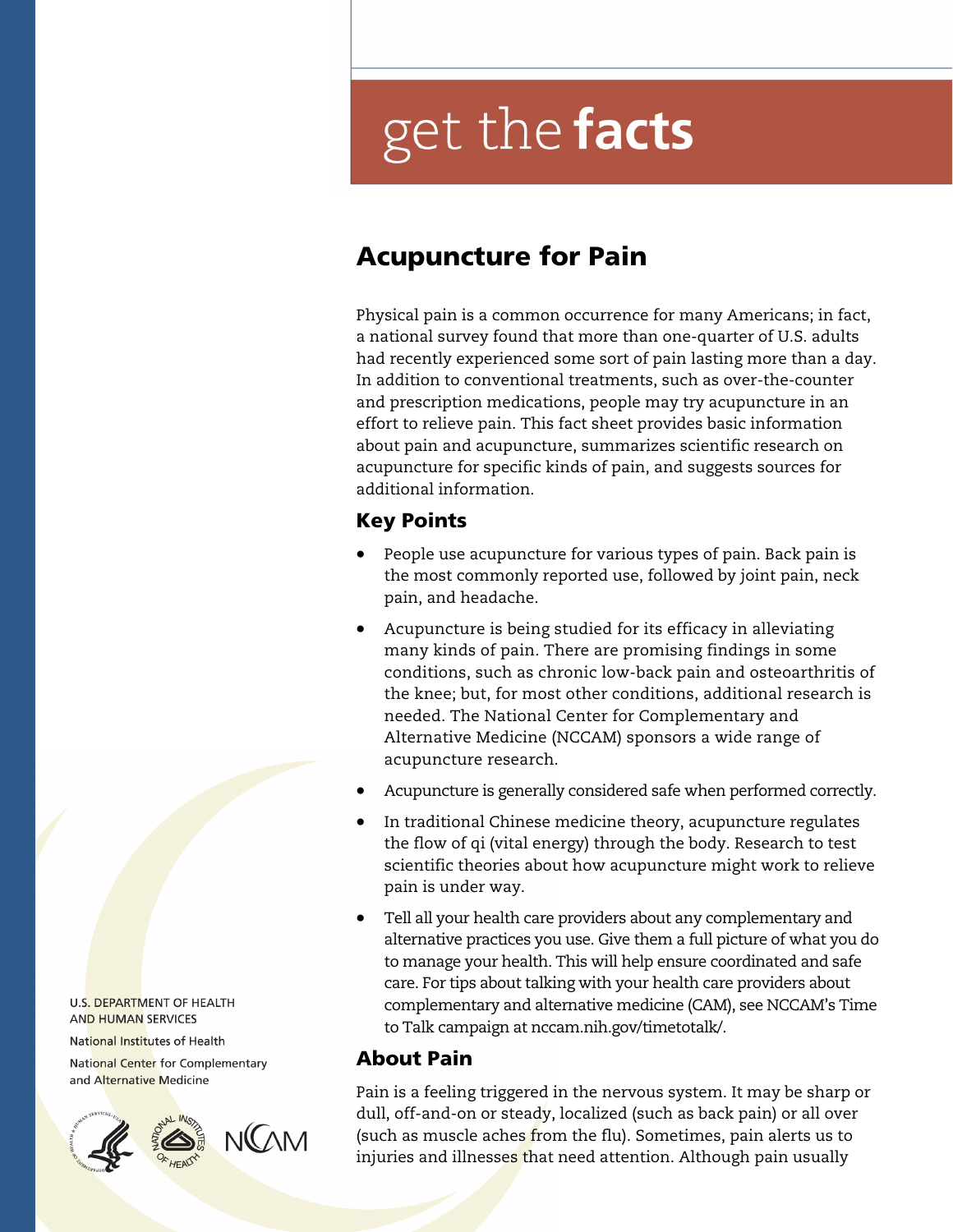# get the **facts**

## Acupuncture for Pain

Physical pain is a common occurrence for many Americans; in fact, a national survey found that more than one-quarter of U.S. adults had recently experienced some sort of pain lasting more than a day. In addition to conventional treatments, such as over-the-counter and prescription medications, people may try acupuncture in an effort to relieve pain. This fact sheet provides basic information about pain and acupuncture, summarizes scientific research on acupuncture for specific kinds of pain, and suggests sources for additional information.

### Key Points

- People use acupuncture for various types of pain. Back pain is the most commonly reported use, followed by joint pain, neck pain, and headache.
- Acupuncture is being studied for its efficacy in alleviating many kinds of pain. There are promising findings in some conditions, such as chronic low-back pain and osteoarthritis of the knee; but, for most other conditions, additional research is needed. The National Center for Complementary and Alternative Medicine (NCCAM) sponsors a wide range of acupuncture research.
- Acupuncture is generally considered safe when performed correctly.
- In traditional Chinese medicine theory, acupuncture regulates the flow of qi (vital energy) through the body. Research to test scientific theories about how acupuncture might work to relieve pain is under way.
- Tell all your health care providers about any complementary and alternative practices you use. Give them a full picture of what you do to manage your health. This will help ensure coordinated and safe care. For tips about talking with your health care providers about complementary and alternative medicine (CAM), see NCCAM's Time to Talk campaign at nccam.nih.gov/timetotalk/.

### About Pain

Pain is a feeling triggered in the nervous system. It may be sharp or dull, off-and-on or steady, localized (such as back pain) or all over (such as muscle aches from the flu). Sometimes, pain alerts us to injuries and illnesses that need attention. Although pain usually

U.S. DEPARTMENT OF HEALTH AND HUMAN SERVICES

National Institutes of Health

National Center for Complementary and Alternative Medicine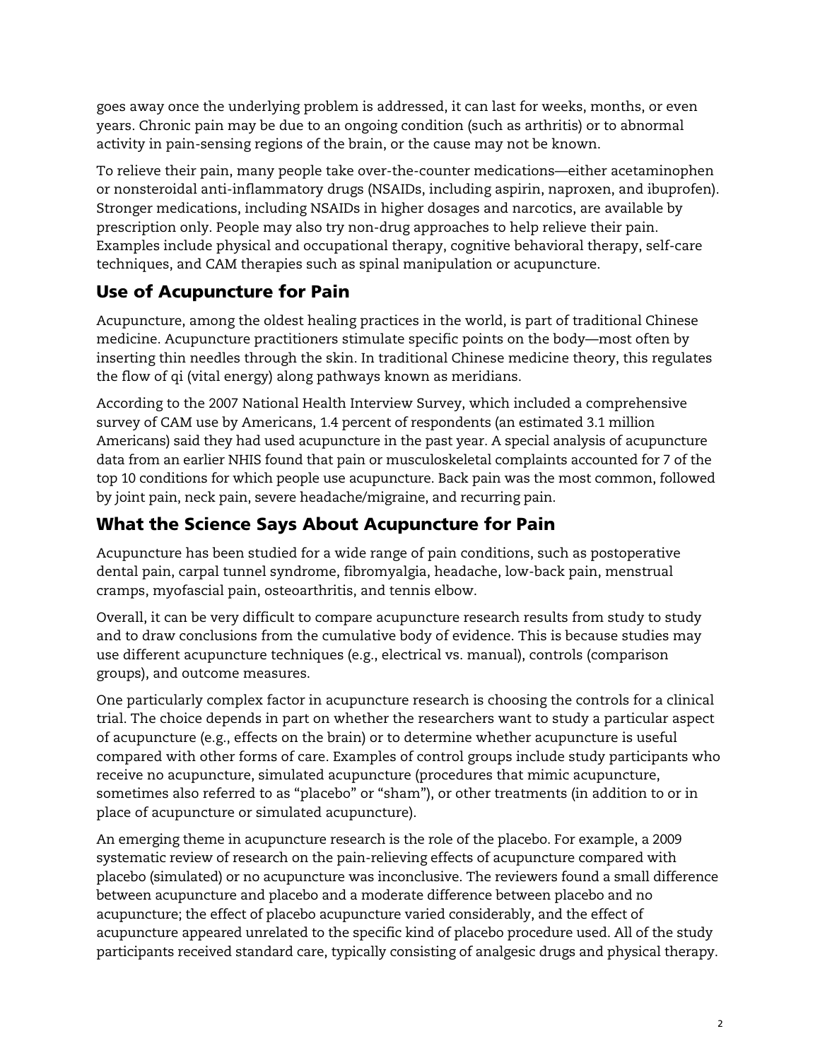goes away once the underlying problem is addressed, it can last for weeks, months, or even years. Chronic pain may be due to an ongoing condition (such as arthritis) or to abnormal activity in pain-sensing regions of the brain, or the cause may not be known.

To relieve their pain, many people take over-the-counter medications—either acetaminophen or nonsteroidal anti-inflammatory drugs (NSAIDs, including aspirin, naproxen, and ibuprofen). Stronger medications, including NSAIDs in higher dosages and narcotics, are available by prescription only. People may also try non-drug approaches to help relieve their pain. Examples include physical and occupational therapy, cognitive behavioral therapy, self-care techniques, and CAM therapies such as spinal manipulation or acupuncture.

## Use of Acupuncture for Pain

Acupuncture, among the oldest healing practices in the world, is part of traditional Chinese medicine. Acupuncture practitioners stimulate specific points on the body—most often by inserting thin needles through the skin. In traditional Chinese medicine theory, this regulates the flow of qi (vital energy) along pathways known as meridians.

According to the 2007 National Health Interview Survey, which included a comprehensive survey of CAM use by Americans, 1.4 percent of respondents (an estimated 3.1 million Americans) said they had used acupuncture in the past year. A special analysis of acupuncture data from an earlier NHIS found that pain or musculoskeletal complaints accounted for 7 of the top 10 conditions for which people use acupuncture. Back pain was the most common, followed by joint pain, neck pain, severe headache/migraine, and recurring pain.

## What the Science Says About Acupuncture for Pain

Acupuncture has been studied for a wide range of pain conditions, such as postoperative dental pain, carpal tunnel syndrome, fibromyalgia, headache, low-back pain, menstrual cramps, myofascial pain, osteoarthritis, and tennis elbow.

Overall, it can be very difficult to compare acupuncture research results from study to study and to draw conclusions from the cumulative body of evidence. This is because studies may use different acupuncture techniques (e.g., electrical vs. manual), controls (comparison groups), and outcome measures.

One particularly complex factor in acupuncture research is choosing the controls for a clinical trial. The choice depends in part on whether the researchers want to study a particular aspect of acupuncture (e.g., effects on the brain) or to determine whether acupuncture is useful compared with other forms of care. Examples of control groups include study participants who receive no acupuncture, simulated acupuncture (procedures that mimic acupuncture, sometimes also referred to as "placebo" or "sham"), or other treatments (in addition to or in place of acupuncture or simulated acupuncture).

An emerging theme in acupuncture research is the role of the placebo. For example, a 2009 systematic review of research on the pain-relieving effects of acupuncture compared with placebo (simulated) or no acupuncture was inconclusive. The reviewers found a small difference between acupuncture and placebo and a moderate difference between placebo and no acupuncture; the effect of placebo acupuncture varied considerably, and the effect of acupuncture appeared unrelated to the specific kind of placebo procedure used. All of the study participants received standard care, typically consisting of analgesic drugs and physical therapy.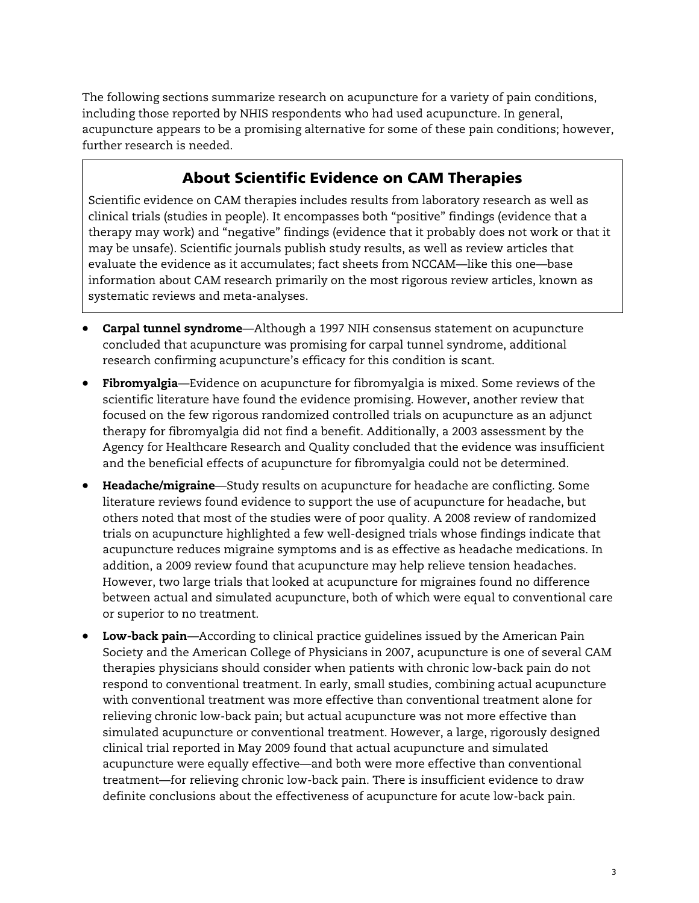The following sections summarize research on acupuncture for a variety of pain conditions, including those reported by NHIS respondents who had used acupuncture. In general, acupuncture appears to be a promising alternative for some of these pain conditions; however, further research is needed.

> ### About Scientific Evidence on CAM Therapies
>
> Scientific evidence on CAM therapies includes results from laboratory research as well as clinical trials (studies in people). It encompasses both “positive” findings (evidence that a therapy may work) and “negative” findings (evidence that it probably does not work or that it may be unsafe). Scientific journals publish study results, as well as review articles that evaluate the evidence as it accumulates; fact sheets from NCCAM—like this one—base information about CAM research primarily on the most rigorous review articles, known as systematic reviews and meta-analyses.

- **Carpal tunnel syndrome**—Although a 1997 NIH consensus statement on acupuncture concluded that acupuncture was promising for carpal tunnel syndrome, additional research confirming acupuncture’s efficacy for this condition is scant.
- **Fibromyalgia**—Evidence on acupuncture for fibromyalgia is mixed. Some reviews of the scientific literature have found the evidence promising. However, another review that focused on the few rigorous randomized controlled trials on acupuncture as an adjunct therapy for fibromyalgia did not find a benefit. Additionally, a 2003 assessment by the Agency for Healthcare Research and Quality concluded that the evidence was insufficient and the beneficial effects of acupuncture for fibromyalgia could not be determined.
- **Headache/migraine**—Study results on acupuncture for headache are conflicting. Some literature reviews found evidence to support the use of acupuncture for headache, but others noted that most of the studies were of poor quality. A 2008 review of randomized trials on acupuncture highlighted a few well-designed trials whose findings indicate that acupuncture reduces migraine symptoms and is as effective as headache medications. In addition, a 2009 review found that acupuncture may help relieve tension headaches. However, two large trials that looked at acupuncture for migraines found no difference between actual and simulated acupuncture, both of which were equal to conventional care or superior to no treatment.
- **Low-back pain**—According to clinical practice guidelines issued by the American Pain Society and the American College of Physicians in 2007, acupuncture is one of several CAM therapies physicians should consider when patients with chronic low-back pain do not respond to conventional treatment. In early, small studies, combining actual acupuncture with conventional treatment was more effective than conventional treatment alone for relieving chronic low-back pain; but actual acupuncture was not more effective than simulated acupuncture or conventional treatment. However, a large, rigorously designed clinical trial reported in May 2009 found that actual acupuncture and simulated acupuncture were equally effective—and both were more effective than conventional treatment—for relieving chronic low-back pain. There is insufficient evidence to draw definite conclusions about the effectiveness of acupuncture for acute low-back pain.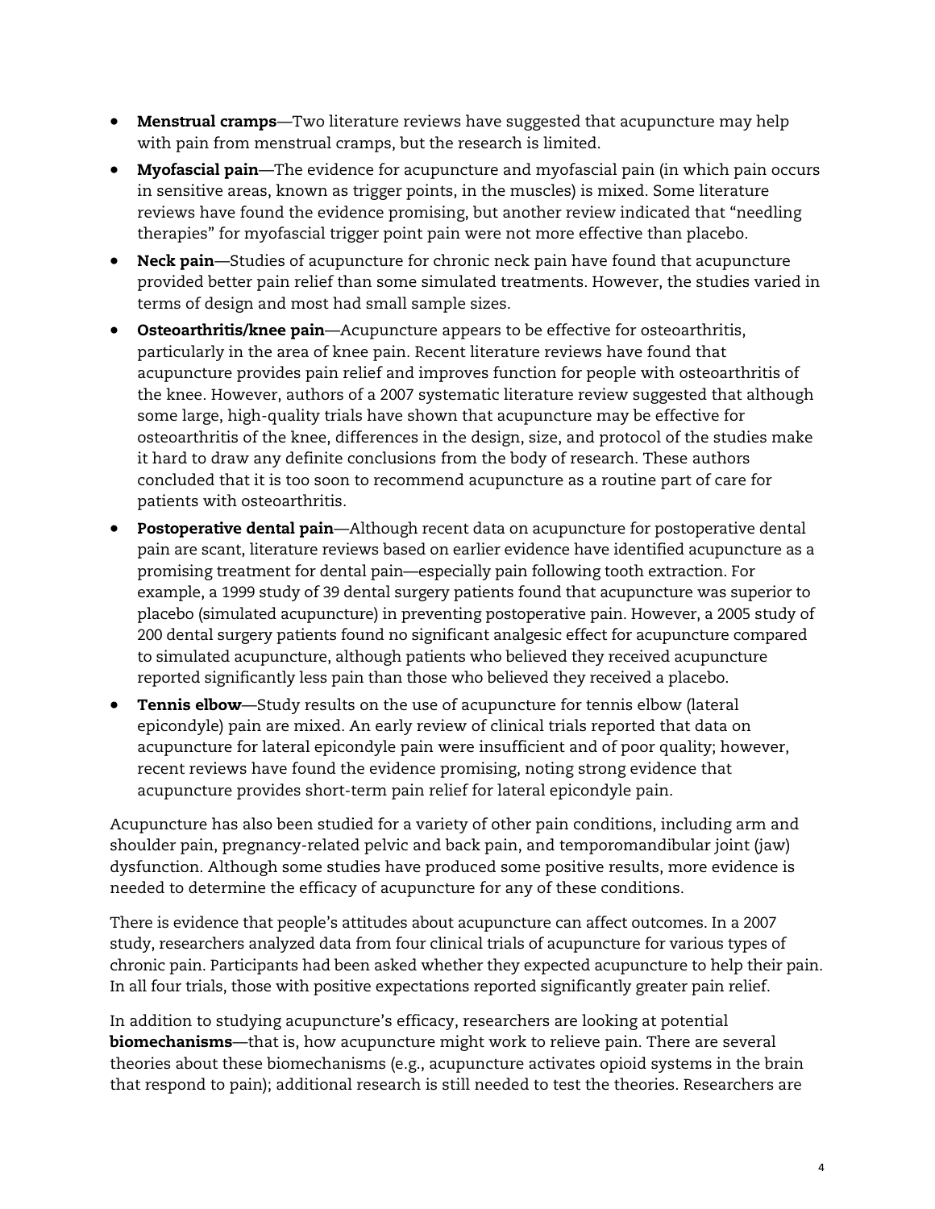- **Menstrual cramps**—Two literature reviews have suggested that acupuncture may help with pain from menstrual cramps, but the research is limited.
- **Myofascial pain**—The evidence for acupuncture and myofascial pain (in which pain occurs in sensitive areas, known as trigger points, in the muscles) is mixed. Some literature reviews have found the evidence promising, but another review indicated that "needling therapies" for myofascial trigger point pain were not more effective than placebo.
- **Neck pain**—Studies of acupuncture for chronic neck pain have found that acupuncture provided better pain relief than some simulated treatments. However, the studies varied in terms of design and most had small sample sizes.
- **Osteoarthritis/knee pain**—Acupuncture appears to be effective for osteoarthritis, particularly in the area of knee pain. Recent literature reviews have found that acupuncture provides pain relief and improves function for people with osteoarthritis of the knee. However, authors of a 2007 systematic literature review suggested that although some large, high-quality trials have shown that acupuncture may be effective for osteoarthritis of the knee, differences in the design, size, and protocol of the studies make it hard to draw any definite conclusions from the body of research. These authors concluded that it is too soon to recommend acupuncture as a routine part of care for patients with osteoarthritis.
- **Postoperative dental pain**—Although recent data on acupuncture for postoperative dental pain are scant, literature reviews based on earlier evidence have identified acupuncture as a promising treatment for dental pain—especially pain following tooth extraction. For example, a 1999 study of 39 dental surgery patients found that acupuncture was superior to placebo (simulated acupuncture) in preventing postoperative pain. However, a 2005 study of 200 dental surgery patients found no significant analgesic effect for acupuncture compared to simulated acupuncture, although patients who believed they received acupuncture reported significantly less pain than those who believed they received a placebo.
- **Tennis elbow**—Study results on the use of acupuncture for tennis elbow (lateral epicondyle) pain are mixed. An early review of clinical trials reported that data on acupuncture for lateral epicondyle pain were insufficient and of poor quality; however, recent reviews have found the evidence promising, noting strong evidence that acupuncture provides short-term pain relief for lateral epicondyle pain.

Acupuncture has also been studied for a variety of other pain conditions, including arm and shoulder pain, pregnancy-related pelvic and back pain, and temporomandibular joint (jaw) dysfunction. Although some studies have produced some positive results, more evidence is needed to determine the efficacy of acupuncture for any of these conditions.

There is evidence that people's attitudes about acupuncture can affect outcomes. In a 2007 study, researchers analyzed data from four clinical trials of acupuncture for various types of chronic pain. Participants had been asked whether they expected acupuncture to help their pain. In all four trials, those with positive expectations reported significantly greater pain relief.

In addition to studying acupuncture's efficacy, researchers are looking at potential **biomechanisms**—that is, how acupuncture might work to relieve pain. There are several theories about these biomechanisms (e.g., acupuncture activates opioid systems in the brain that respond to pain); additional research is still needed to test the theories. Researchers are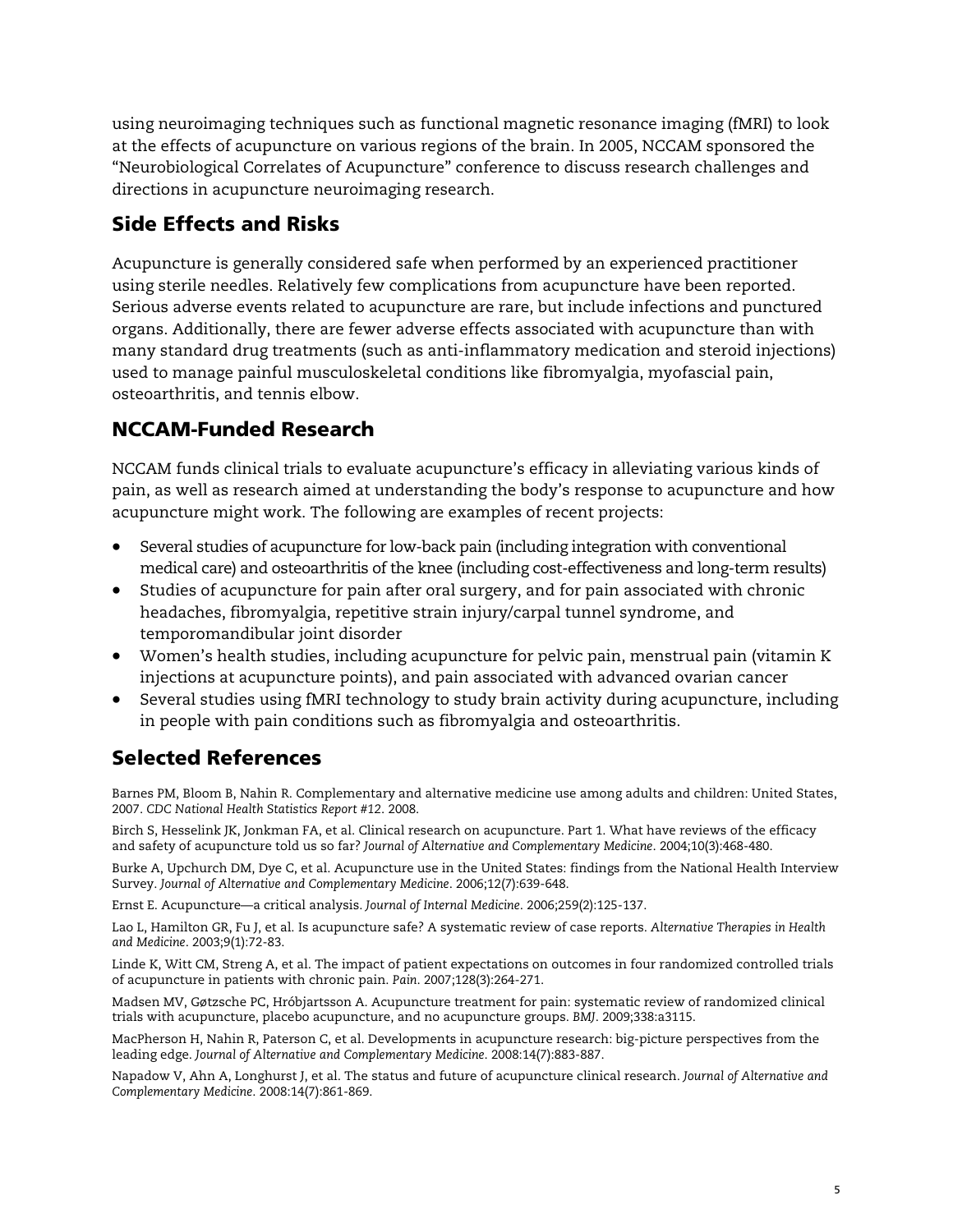using neuroimaging techniques such as functional magnetic resonance imaging (fMRI) to look at the effects of acupuncture on various regions of the brain. In 2005, NCCAM sponsored the "Neurobiological Correlates of Acupuncture" conference to discuss research challenges and directions in acupuncture neuroimaging research.

## Side Effects and Risks

Acupuncture is generally considered safe when performed by an experienced practitioner using sterile needles. Relatively few complications from acupuncture have been reported. Serious adverse events related to acupuncture are rare, but include infections and punctured organs. Additionally, there are fewer adverse effects associated with acupuncture than with many standard drug treatments (such as anti-inflammatory medication and steroid injections) used to manage painful musculoskeletal conditions like fibromyalgia, myofascial pain, osteoarthritis, and tennis elbow.

## NCCAM-Funded Research

NCCAM funds clinical trials to evaluate acupuncture's efficacy in alleviating various kinds of pain, as well as research aimed at understanding the body's response to acupuncture and how acupuncture might work. The following are examples of recent projects:

- Several studies of acupuncture for low-back pain (including integration with conventional medical care) and osteoarthritis of the knee (including cost-effectiveness and long-term results)
- Studies of acupuncture for pain after oral surgery, and for pain associated with chronic headaches, fibromyalgia, repetitive strain injury/carpal tunnel syndrome, and temporomandibular joint disorder
- Women's health studies, including acupuncture for pelvic pain, menstrual pain (vitamin K injections at acupuncture points), and pain associated with advanced ovarian cancer
- Several studies using fMRI technology to study brain activity during acupuncture, including in people with pain conditions such as fibromyalgia and osteoarthritis.

## Selected References

Barnes PM, Bloom B, Nahin R. Complementary and alternative medicine use among adults and children: United States, 2007. *CDC National Health Statistics Report #12*. 2008.

Birch S, Hesselink JK, Jonkman FA, et al. Clinical research on acupuncture. Part 1. What have reviews of the efficacy and safety of acupuncture told us so far? *Journal of Alternative and Complementary Medicine*. 2004;10(3):468-480.

Burke A, Upchurch DM, Dye C, et al. Acupuncture use in the United States: findings from the National Health Interview Survey. *Journal of Alternative and Complementary Medicine*. 2006;12(7):639-648.

Ernst E. Acupuncture—a critical analysis. *Journal of Internal Medicine*. 2006;259(2):125-137.

Lao L, Hamilton GR, Fu J, et al. Is acupuncture safe? A systematic review of case reports. *Alternative Therapies in Health and Medicine*. 2003;9(1):72-83.

Linde K, Witt CM, Streng A, et al. The impact of patient expectations on outcomes in four randomized controlled trials of acupuncture in patients with chronic pain. *Pain*. 2007;128(3):264-271.

Madsen MV, Gøtzsche PC, Hróbjartsson A. Acupuncture treatment for pain: systematic review of randomized clinical trials with acupuncture, placebo acupuncture, and no acupuncture groups. *BMJ*. 2009;338:a3115.

MacPherson H, Nahin R, Paterson C, et al. Developments in acupuncture research: big-picture perspectives from the leading edge. *Journal of Alternative and Complementary Medicine*. 2008:14(7):883-887.

Napadow V, Ahn A, Longhurst J, et al. The status and future of acupuncture clinical research. *Journal of Alternative and Complementary Medicine*. 2008:14(7):861-869.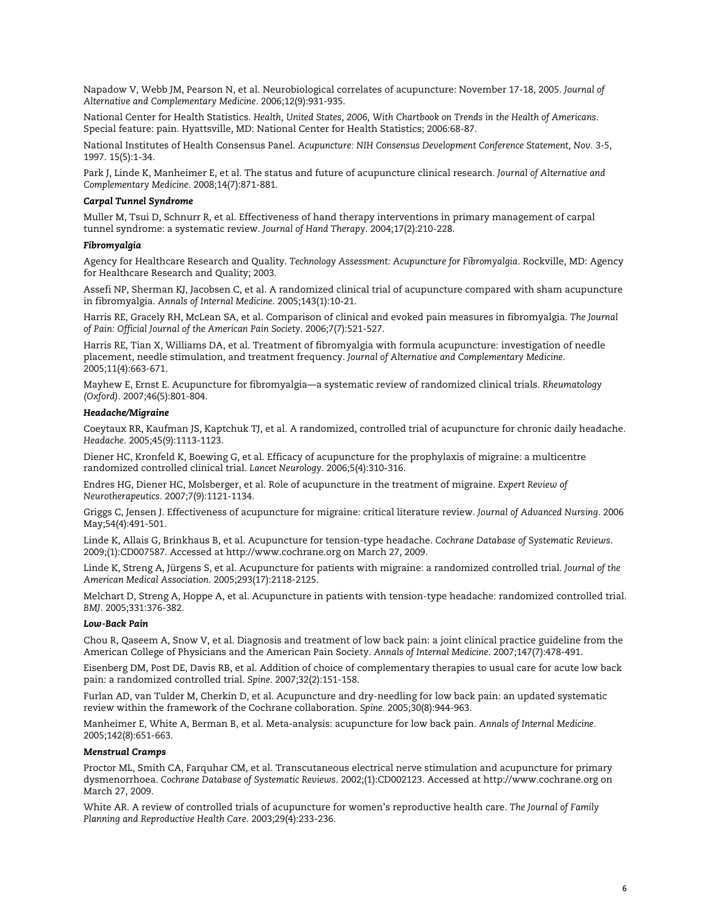Napadow V, Webb JM, Pearson N, et al. Neurobiological correlates of acupuncture: November 17-18, 2005. *Journal of Alternative and Complementary Medicine*. 2006;12(9):931-935.

National Center for Health Statistics. *Health, United States, 2006, With Chartbook on Trends in the Health of Americans*. Special feature: pain. Hyattsville, MD: National Center for Health Statistics; 2006:68-87.

National Institutes of Health Consensus Panel. *Acupuncture: NIH Consensus Development Conference Statement, Nov. 3-5,* 1997. 15(5):1-34.

Park J, Linde K, Manheimer E, et al. The status and future of acupuncture clinical research. *Journal of Alternative and Complementary Medicine*. 2008;14(7):871-881.

#### *Carpal Tunnel Syndrome*

Muller M, Tsui D, Schnurr R, et al. Effectiveness of hand therapy interventions in primary management of carpal tunnel syndrome: a systematic review. *Journal of Hand Therapy*. 2004;17(2):210-228.

#### *Fibromyalgia*

Agency for Healthcare Research and Quality. *Technology Assessment: Acupuncture for Fibromyalgia*. Rockville, MD: Agency for Healthcare Research and Quality; 2003.

Assefi NP, Sherman KJ, Jacobsen C, et al. A randomized clinical trial of acupuncture compared with sham acupuncture in fibromyalgia. *Annals of Internal Medicine*. 2005;143(1):10-21.

Harris RE, Gracely RH, McLean SA, et al. Comparison of clinical and evoked pain measures in fibromyalgia. *The Journal of Pain: Official Journal of the American Pain Society*. 2006;7(7):521-527.

Harris RE, Tian X, Williams DA, et al. Treatment of fibromyalgia with formula acupuncture: investigation of needle placement, needle stimulation, and treatment frequency. *Journal of Alternative and Complementary Medicine*. 2005;11(4):663-671.

Mayhew E, Ernst E. Acupuncture for fibromyalgia—a systematic review of randomized clinical trials. *Rheumatology (Oxford)*. 2007;46(5):801-804.

#### *Headache/Migraine*

Coeytaux RR, Kaufman JS, Kaptchuk TJ, et al. A randomized, controlled trial of acupuncture for chronic daily headache. *Headache*. 2005;45(9):1113-1123.

Diener HC, Kronfeld K, Boewing G, et al. Efficacy of acupuncture for the prophylaxis of migraine: a multicentre randomized controlled clinical trial. *Lancet Neurology*. 2006;5(4):310-316.

Endres HG, Diener HC, Molsberger, et al. Role of acupuncture in the treatment of migraine. *Expert Review of Neurotherapeutics*. 2007;7(9):1121-1134.

Griggs C, Jensen J. Effectiveness of acupuncture for migraine: critical literature review. *Journal of Advanced Nursing*. 2006 May;54(4):491-501.

Linde K, Allais G, Brinkhaus B, et al. Acupuncture for tension-type headache. *Cochrane Database of Systematic Reviews*. 2009;(1):CD007587. Accessed at http://www.cochrane.org on March 27, 2009.

Linde K, Streng A, Jürgens S, et al. Acupuncture for patients with migraine: a randomized controlled trial. *Journal of the American Medical Association*. 2005;293(17):2118-2125.

Melchart D, Streng A, Hoppe A, et al. Acupuncture in patients with tension-type headache: randomized controlled trial. *BMJ*. 2005;331:376-382.

#### *Low-Back Pain*

Chou R, Qaseem A, Snow V, et al. Diagnosis and treatment of low back pain: a joint clinical practice guideline from the American College of Physicians and the American Pain Society. *Annals of Internal Medicine*. 2007;147(7):478-491.

Eisenberg DM, Post DE, Davis RB, et al. Addition of choice of complementary therapies to usual care for acute low back pain: a randomized controlled trial. *Spine*. 2007;32(2):151-158.

Furlan AD, van Tulder M, Cherkin D, et al. Acupuncture and dry-needling for low back pain: an updated systematic review within the framework of the Cochrane collaboration. *Spine*. 2005;30(8):944-963.

Manheimer E, White A, Berman B, et al. Meta-analysis: acupuncture for low back pain. *Annals of Internal Medicine*. 2005;142(8):651-663.

#### *Menstrual Cramps*

Proctor ML, Smith CA, Farquhar CM, et al. Transcutaneous electrical nerve stimulation and acupuncture for primary dysmenorrhoea. *Cochrane Database of Systematic Reviews*. 2002;(1):CD002123. Accessed at http://www.cochrane.org on March 27, 2009.

White AR. A review of controlled trials of acupuncture for women's reproductive health care. *The Journal of Family Planning and Reproductive Health Care*. 2003;29(4):233-236.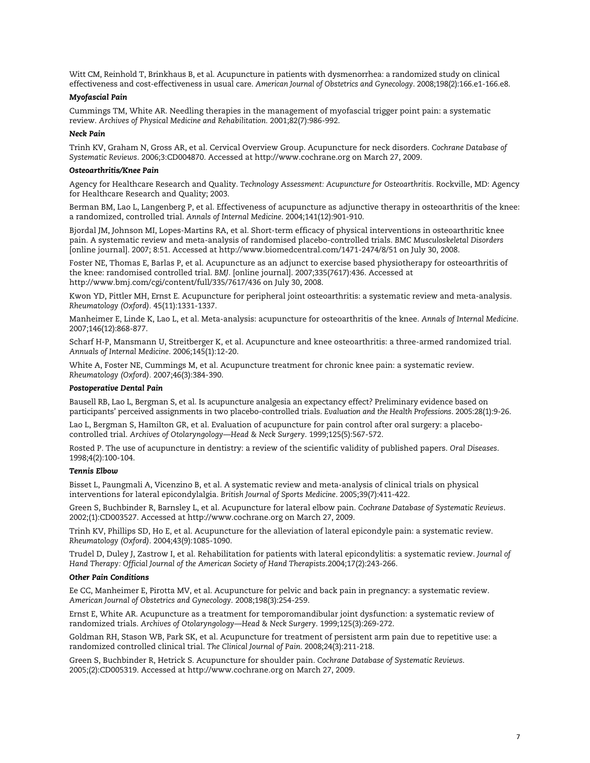Witt CM, Reinhold T, Brinkhaus B, et al. Acupuncture in patients with dysmenorrhea: a randomized study on clinical effectiveness and cost-effectiveness in usual care. *American Journal of Obstetrics and Gynecology*. 2008;198(2):166.e1-166.e8.

#### *Myofascial Pain*

Cummings TM, White AR. Needling therapies in the management of myofascial trigger point pain: a systematic review. *Archives of Physical Medicine and Rehabilitation.* 2001;82(7):986-992.

#### *Neck Pain*

Trinh KV, Graham N, Gross AR, et al. Cervical Overview Group. Acupuncture for neck disorders. *Cochrane Database of Systematic Reviews*. 2006;3:CD004870. Accessed at http://www.cochrane.org on March 27, 2009.

#### *Osteoarthritis/Knee Pain*

Agency for Healthcare Research and Quality. *Technology Assessment: Acupuncture for Osteoarthritis*. Rockville, MD: Agency for Healthcare Research and Quality; 2003.

Berman BM, Lao L, Langenberg P, et al. Effectiveness of acupuncture as adjunctive therapy in osteoarthritis of the knee: a randomized, controlled trial. *Annals of Internal Medicine*. 2004;141(12):901-910.

Bjordal JM, Johnson MI, Lopes-Martins RA, et al. Short-term efficacy of physical interventions in osteoarthritic knee pain. A systematic review and meta-analysis of randomised placebo-controlled trials. *BMC Musculoskeletal Disorders* [online journal]. 2007; 8:51. Accessed at http://www.biomedcentral.com/1471-2474/8/51 on July 30, 2008.

Foster NE, Thomas E, Barlas P, et al. Acupuncture as an adjunct to exercise based physiotherapy for osteoarthritis of the knee: randomised controlled trial. *BMJ*. [online journal]. 2007;335(7617):436. Accessed at http://www.bmj.com/cgi/content/full/335/7617/436 on July 30, 2008.

Kwon YD, Pittler MH, Ernst E. Acupuncture for peripheral joint osteoarthritis: a systematic review and meta-analysis. *Rheumatology (Oxford)*. 45(11):1331-1337.

Manheimer E, Linde K, Lao L, et al. Meta-analysis: acupuncture for osteoarthritis of the knee. *Annals of Internal Medicine*. 2007;146(12):868-877.

Scharf H-P, Mansmann U, Streitberger K, et al. Acupuncture and knee osteoarthritis: a three-armed randomized trial. *Annuals of Internal Medicine*. 2006;145(1):12-20.

White A, Foster NE, Cummings M, et al. Acupuncture treatment for chronic knee pain: a systematic review. *Rheumatology (Oxford)*. 2007;46(3):384-390.

#### *Postoperative Dental Pain*

Bausell RB, Lao L, Bergman S, et al. Is acupuncture analgesia an expectancy effect? Preliminary evidence based on participants' perceived assignments in two placebo-controlled trials. *Evaluation and the Health Professions*. 2005:28(1):9-26.

Lao L, Bergman S, Hamilton GR, et al. Evaluation of acupuncture for pain control after oral surgery: a placebo-controlled trial. *Archives of Otolaryngology—Head & Neck Surgery*. 1999;125(5):567-572.

Rosted P. The use of acupuncture in dentistry: a review of the scientific validity of published papers. *Oral Diseases*. 1998;4(2):100-104.

#### *Tennis Elbow*

Bisset L, Paungmali A, Vicenzino B, et al. A systematic review and meta-analysis of clinical trials on physical interventions for lateral epicondylalgia. *British Journal of Sports Medicine*. 2005;39(7):411-422.

Green S, Buchbinder R, Barnsley L, et al. Acupuncture for lateral elbow pain. *Cochrane Database of Systematic Reviews*. 2002;(1):CD003527. Accessed at http://www.cochrane.org on March 27, 2009.

Trinh KV, Phillips SD, Ho E, et al. Acupuncture for the alleviation of lateral epicondyle pain: a systematic review. *Rheumatology (Oxford)*. 2004;43(9):1085-1090.

Trudel D, Duley J, Zastrow I, et al. Rehabilitation for patients with lateral epicondylitis: a systematic review. *Journal of Hand Therapy: Official Journal of the American Society of Hand Therapists*.2004;17(2):243-266.

#### *Other Pain Conditions*

Ee CC, Manheimer E, Pirotta MV, et al. Acupuncture for pelvic and back pain in pregnancy: a systematic review. *American Journal of Obstetrics and Gynecology*. 2008;198(3):254-259.

Ernst E, White AR. Acupuncture as a treatment for temporomandibular joint dysfunction: a systematic review of randomized trials. *Archives of Otolaryngology—Head & Neck Surgery*. 1999;125(3):269-272.

Goldman RH, Stason WB, Park SK, et al. Acupuncture for treatment of persistent arm pain due to repetitive use: a randomized controlled clinical trial. *The Clinical Journal of Pain*. 2008;24(3):211-218.

Green S, Buchbinder R, Hetrick S. Acupuncture for shoulder pain. *Cochrane Database of Systematic Reviews*. 2005;(2):CD005319. Accessed at http://www.cochrane.org on March 27, 2009.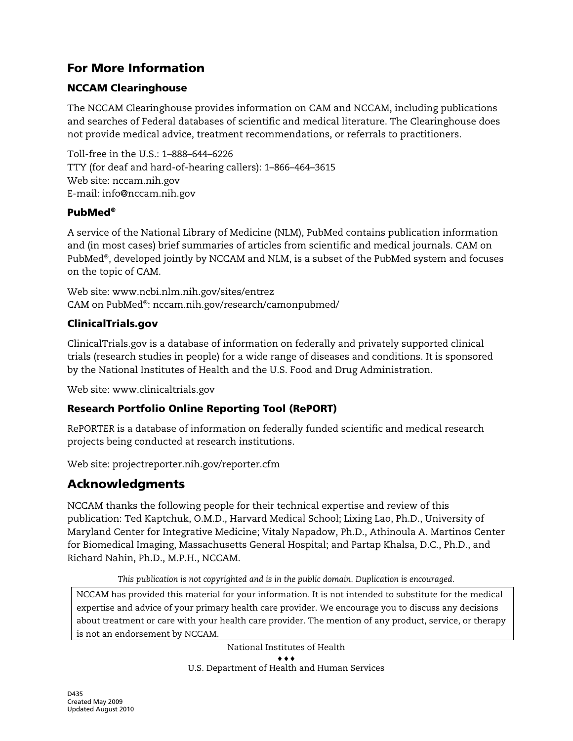## For More Information

### NCCAM Clearinghouse

The NCCAM Clearinghouse provides information on CAM and NCCAM, including publications and searches of Federal databases of scientific and medical literature. The Clearinghouse does not provide medical advice, treatment recommendations, or referrals to practitioners.

Toll-free in the U.S.: 1–888–644–6226
TTY (for deaf and hard-of-hearing callers): 1–866–464–3615
Web site: nccam.nih.gov
E-mail: info@nccam.nih.gov

### PubMed®

A service of the National Library of Medicine (NLM), PubMed contains publication information and (in most cases) brief summaries of articles from scientific and medical journals. CAM on PubMed®, developed jointly by NCCAM and NLM, is a subset of the PubMed system and focuses on the topic of CAM.

Web site: www.ncbi.nlm.nih.gov/sites/entrez
CAM on PubMed®: nccam.nih.gov/research/camonpubmed/

### ClinicalTrials.gov

ClinicalTrials.gov is a database of information on federally and privately supported clinical trials (research studies in people) for a wide range of diseases and conditions. It is sponsored by the National Institutes of Health and the U.S. Food and Drug Administration.

Web site: www.clinicaltrials.gov

### Research Portfolio Online Reporting Tool (RePORT)

RePORTER is a database of information on federally funded scientific and medical research projects being conducted at research institutions.

Web site: projectreporter.nih.gov/reporter.cfm

## Acknowledgments

NCCAM thanks the following people for their technical expertise and review of this publication: Ted Kaptchuk, O.M.D., Harvard Medical School; Lixing Lao, Ph.D., University of Maryland Center for Integrative Medicine; Vitaly Napadow, Ph.D., Athinoula A. Martinos Center for Biomedical Imaging, Massachusetts General Hospital; and Partap Khalsa, D.C., Ph.D., and Richard Nahin, Ph.D., M.P.H., NCCAM.

*This publication is not copyrighted and is in the public domain. Duplication is encouraged.*

NCCAM has provided this material for your information. It is not intended to substitute for the medical expertise and advice of your primary health care provider. We encourage you to discuss any decisions about treatment or care with your health care provider. The mention of any product, service, or therapy is not an endorsement by NCCAM.

National Institutes of Health
♦♦♦
U.S. Department of Health and Human Services

D435
Created May 2009
Updated August 2010